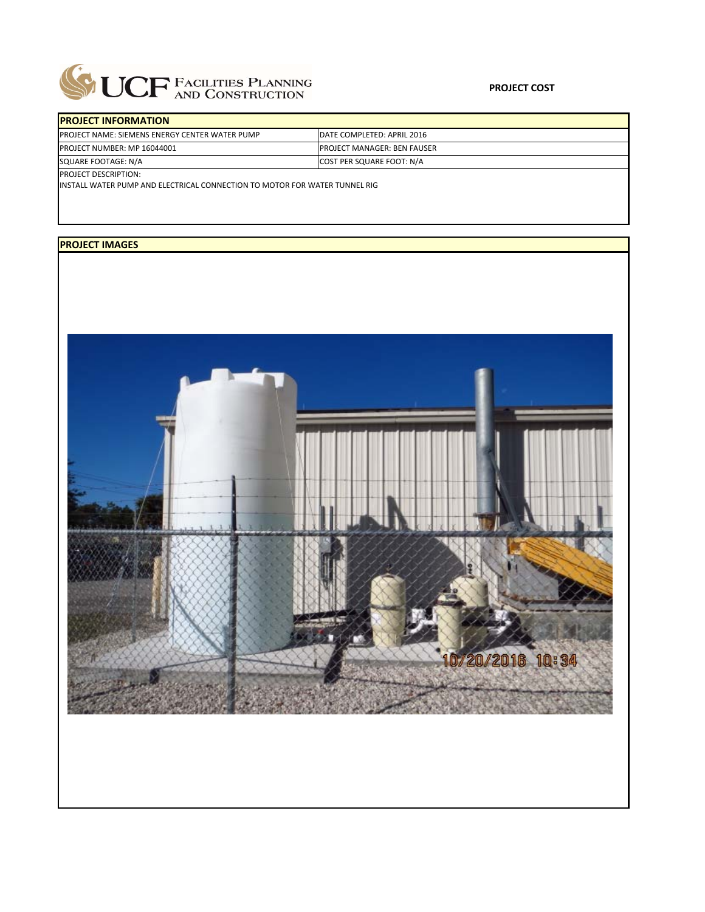UCF FACILITIES PLANNING AND CONSTRUCTION

**PROJECT COST**

| PROJECT INFORMATION | |
|---|---|
| PROJECT NAME: SIEMENS ENERGY CENTER WATER PUMP | DATE COMPLETED: APRIL 2016 |
| PROJECT NUMBER: MP 16044001 | PROJECT MANAGER: BEN FAUSER |
| SQUARE FOOTAGE: N/A | COST PER SQUARE FOOT: N/A |

PROJECT DESCRIPTION:

INSTALL WATER PUMP AND ELECTRICAL CONNECTION TO MOTOR FOR WATER TUNNEL RIG

**PROJECT IMAGES**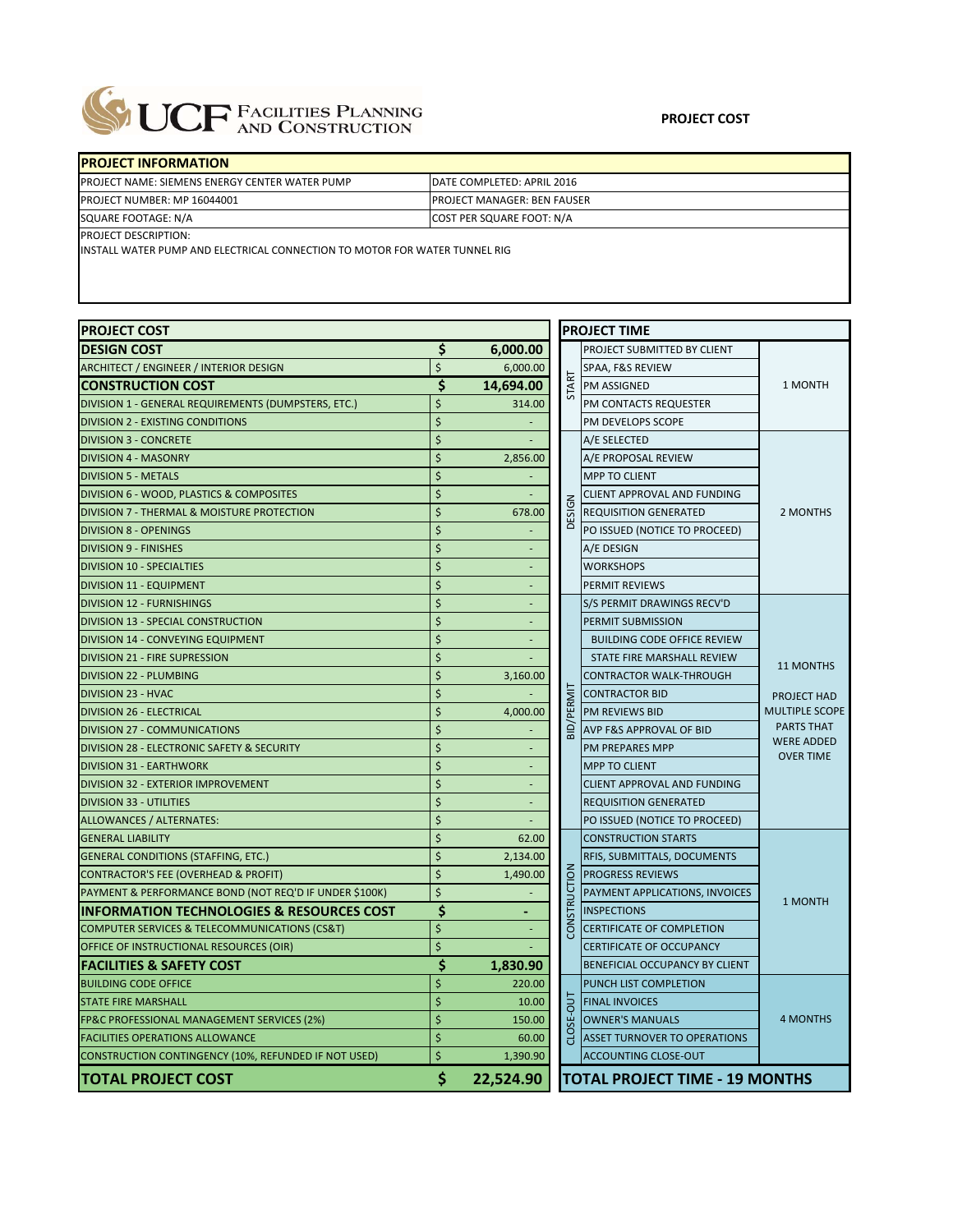UCF FACILITIES PLANNING AND CONSTRUCTION

**PROJECT COST**

| PROJECT INFORMATION | |
|---|---|
| PROJECT NAME: SIEMENS ENERGY CENTER WATER PUMP | DATE COMPLETED: APRIL 2016 |
| PROJECT NUMBER: MP 16044001 | PROJECT MANAGER: BEN FAUSER |
| SQUARE FOOTAGE: N/A | COST PER SQUARE FOOT: N/A |

PROJECT DESCRIPTION:
INSTALL WATER PUMP AND ELECTRICAL CONNECTION TO MOTOR FOR WATER TUNNEL RIG

| PROJECT COST | | |
|---|---|---|
| **DESIGN COST** | $ | **6,000.00** |
| ARCHITECT / ENGINEER / INTERIOR DESIGN | $ | 6,000.00 |
| **CONSTRUCTION COST** | $ | **14,694.00** |
| DIVISION 1 - GENERAL REQUIREMENTS (DUMPSTERS, ETC.) | $ | 314.00 |
| DIVISION 2 - EXISTING CONDITIONS | $ | - |
| DIVISION 3 - CONCRETE | $ | - |
| DIVISION 4 - MASONRY | $ | 2,856.00 |
| DIVISION 5 - METALS | $ | - |
| DIVISION 6 - WOOD, PLASTICS & COMPOSITES | $ | - |
| DIVISION 7 - THERMAL & MOISTURE PROTECTION | $ | 678.00 |
| DIVISION 8 - OPENINGS | $ | - |
| DIVISION 9 - FINISHES | $ | - |
| DIVISION 10 - SPECIALTIES | $ | - |
| DIVISION 11 - EQUIPMENT | $ | - |
| DIVISION 12 - FURNISHINGS | $ | - |
| DIVISION 13 - SPECIAL CONSTRUCTION | $ | - |
| DIVISION 14 - CONVEYING EQUIPMENT | $ | - |
| DIVISION 21 - FIRE SUPRESSION | $ | - |
| DIVISION 22 - PLUMBING | $ | 3,160.00 |
| DIVISION 23 - HVAC | $ | - |
| DIVISION 26 - ELECTRICAL | $ | 4,000.00 |
| DIVISION 27 - COMMUNICATIONS | $ | - |
| DIVISION 28 - ELECTRONIC SAFETY & SECURITY | $ | - |
| DIVISION 31 - EARTHWORK | $ | - |
| DIVISION 32 - EXTERIOR IMPROVEMENT | $ | - |
| DIVISION 33 - UTILITIES | $ | - |
| ALLOWANCES / ALTERNATES: | $ | - |
| GENERAL LIABILITY | $ | 62.00 |
| GENERAL CONDITIONS (STAFFING, ETC.) | $ | 2,134.00 |
| CONTRACTOR'S FEE (OVERHEAD & PROFIT) | $ | 1,490.00 |
| PAYMENT & PERFORMANCE BOND (NOT REQ'D IF UNDER $100K) | $ | - |
| **INFORMATION TECHNOLOGIES & RESOURCES COST** | $ | **-** |
| COMPUTER SERVICES & TELECOMMUNICATIONS (CS&T) | $ | - |
| OFFICE OF INSTRUCTIONAL RESOURCES (OIR) | $ | - |
| **FACILITIES & SAFETY COST** | $ | **1,830.90** |
| BUILDING CODE OFFICE | $ | 220.00 |
| STATE FIRE MARSHALL | $ | 10.00 |
| FP&C PROFESSIONAL MANAGEMENT SERVICES (2%) | $ | 150.00 |
| FACILITIES OPERATIONS ALLOWANCE | $ | 60.00 |
| CONSTRUCTION CONTINGENCY (10%, REFUNDED IF NOT USED) | $ | 1,390.90 |
| **TOTAL PROJECT COST** | **$** | **22,524.90** |

| PROJECT TIME | | |
|---|---|---|
| START | PROJECT SUBMITTED BY CLIENT | 1 MONTH |
| | SPAA, F&S REVIEW | |
| | PM ASSIGNED | |
| | PM CONTACTS REQUESTER | |
| | PM DEVELOPS SCOPE | |
| DESIGN | A/E SELECTED | 2 MONTHS |
| | A/E PROPOSAL REVIEW | |
| | MPP TO CLIENT | |
| | CLIENT APPROVAL AND FUNDING | |
| | REQUISITION GENERATED | |
| | PO ISSUED (NOTICE TO PROCEED) | |
| | A/E DESIGN | |
| | WORKSHOPS | |
| | PERMIT REVIEWS | |
| BID/PERMIT | S/S PERMIT DRAWINGS RECV'D | 11 MONTHS PROJECT HAD MULTIPLE SCOPE PARTS THAT WERE ADDED OVER TIME |
| | PERMIT SUBMISSION | |
| | BUILDING CODE OFFICE REVIEW | |
| | STATE FIRE MARSHALL REVIEW | |
| | CONTRACTOR WALK-THROUGH | |
| | CONTRACTOR BID | |
| | PM REVIEWS BID | |
| | AVP F&S APPROVAL OF BID | |
| | PM PREPARES MPP | |
| | MPP TO CLIENT | |
| | CLIENT APPROVAL AND FUNDING | |
| | REQUISITION GENERATED | |
| | PO ISSUED (NOTICE TO PROCEED) | |
| CONSTRUCTION | CONSTRUCTION STARTS | 1 MONTH |
| | RFIS, SUBMITTALS, DOCUMENTS | |
| | PROGRESS REVIEWS | |
| | PAYMENT APPLICATIONS, INVOICES | |
| | INSPECTIONS | |
| | CERTIFICATE OF COMPLETION | |
| | CERTIFICATE OF OCCUPANCY | |
| | BENEFICIAL OCCUPANCY BY CLIENT | |
| CLOSE-OUT | PUNCH LIST COMPLETION | 4 MONTHS |
| | FINAL INVOICES | |
| | OWNER'S MANUALS | |
| | ASSET TURNOVER TO OPERATIONS | |
| | ACCOUNTING CLOSE-OUT | |
| **TOTAL PROJECT TIME - 19 MONTHS** | | |